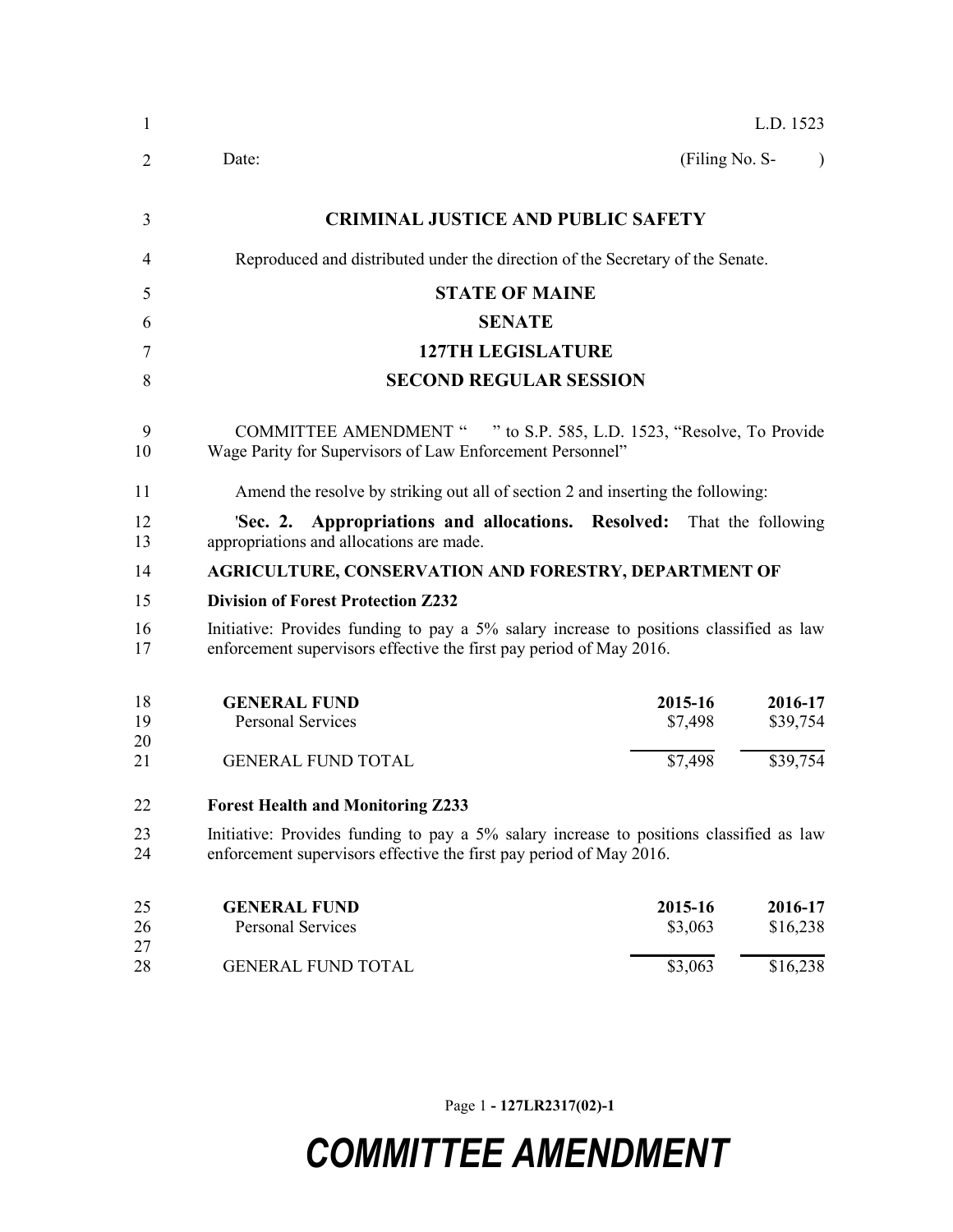L.D. 1523

Date: (Filing No. S- )

# CRIMINAL JUSTICE AND PUBLIC SAFETY

Reproduced and distributed under the direction of the Secretary of the Senate.

## STATE OF MAINE

## SENATE

## 127TH LEGISLATURE

## SECOND REGULAR SESSION

COMMITTEE AMENDMENT " " to S.P. 585, L.D. 1523, "Resolve, To Provide Wage Parity for Supervisors of Law Enforcement Personnel"

Amend the resolve by striking out all of section 2 and inserting the following:

'**Sec. 2. Appropriations and allocations. Resolved:** That the following appropriations and allocations are made.

**AGRICULTURE, CONSERVATION AND FORESTRY, DEPARTMENT OF**

**Division of Forest Protection Z232**

Initiative: Provides funding to pay a 5% salary increase to positions classified as law enforcement supervisors effective the first pay period of May 2016.

| GENERAL FUND | 2015-16 | 2016-17 |
|---|---|---|
| Personal Services | $7,498 | $39,754 |
| GENERAL FUND TOTAL | $7,498 | $39,754 |

**Forest Health and Monitoring Z233**

Initiative: Provides funding to pay a 5% salary increase to positions classified as law enforcement supervisors effective the first pay period of May 2016.

| GENERAL FUND | 2015-16 | 2016-17 |
|---|---|---|
| Personal Services | $3,063 | $16,238 |
| GENERAL FUND TOTAL | $3,063 | $16,238 |

Page 1 - 127LR2317(02)-1

# COMMITTEE AMENDMENT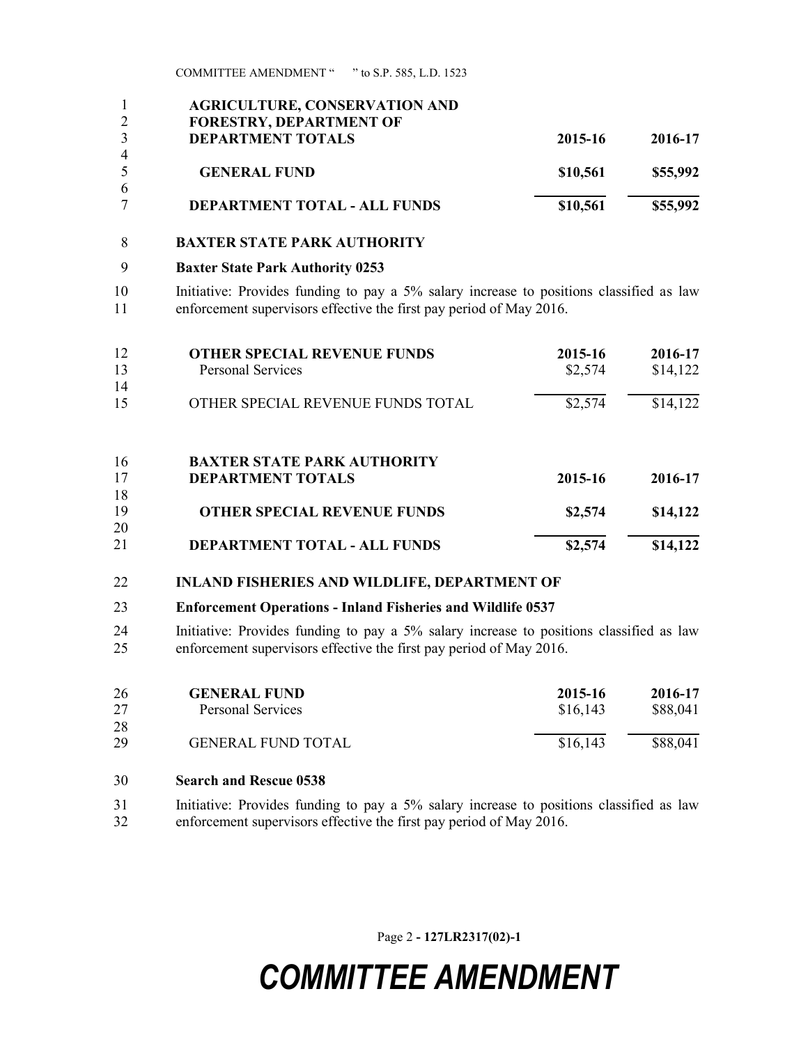| AGRICULTURE, CONSERVATION AND FORESTRY, DEPARTMENT OF DEPARTMENT TOTALS | 2015-16 | 2016-17 |
| --- | --- | --- |
| **GENERAL FUND** | **$10,561** | **$55,992** |
| **DEPARTMENT TOTAL - ALL FUNDS** | **$10,561** | **$55,992** |

**BAXTER STATE PARK AUTHORITY**

**Baxter State Park Authority 0253**

Initiative: Provides funding to pay a 5% salary increase to positions classified as law enforcement supervisors effective the first pay period of May 2016.

| OTHER SPECIAL REVENUE FUNDS | 2015-16 | 2016-17 |
| --- | --- | --- |
| Personal Services | $2,574 | $14,122 |
| OTHER SPECIAL REVENUE FUNDS TOTAL | $2,574 | $14,122 |

| BAXTER STATE PARK AUTHORITY DEPARTMENT TOTALS | 2015-16 | 2016-17 |
| --- | --- | --- |
| **OTHER SPECIAL REVENUE FUNDS** | **$2,574** | **$14,122** |
| **DEPARTMENT TOTAL - ALL FUNDS** | **$2,574** | **$14,122** |

**INLAND FISHERIES AND WILDLIFE, DEPARTMENT OF**

**Enforcement Operations - Inland Fisheries and Wildlife 0537**

Initiative: Provides funding to pay a 5% salary increase to positions classified as law enforcement supervisors effective the first pay period of May 2016.

| GENERAL FUND | 2015-16 | 2016-17 |
| --- | --- | --- |
| Personal Services | $16,143 | $88,041 |
| GENERAL FUND TOTAL | $16,143 | $88,041 |

**Search and Rescue 0538**

Initiative: Provides funding to pay a 5% salary increase to positions classified as law enforcement supervisors effective the first pay period of May 2016.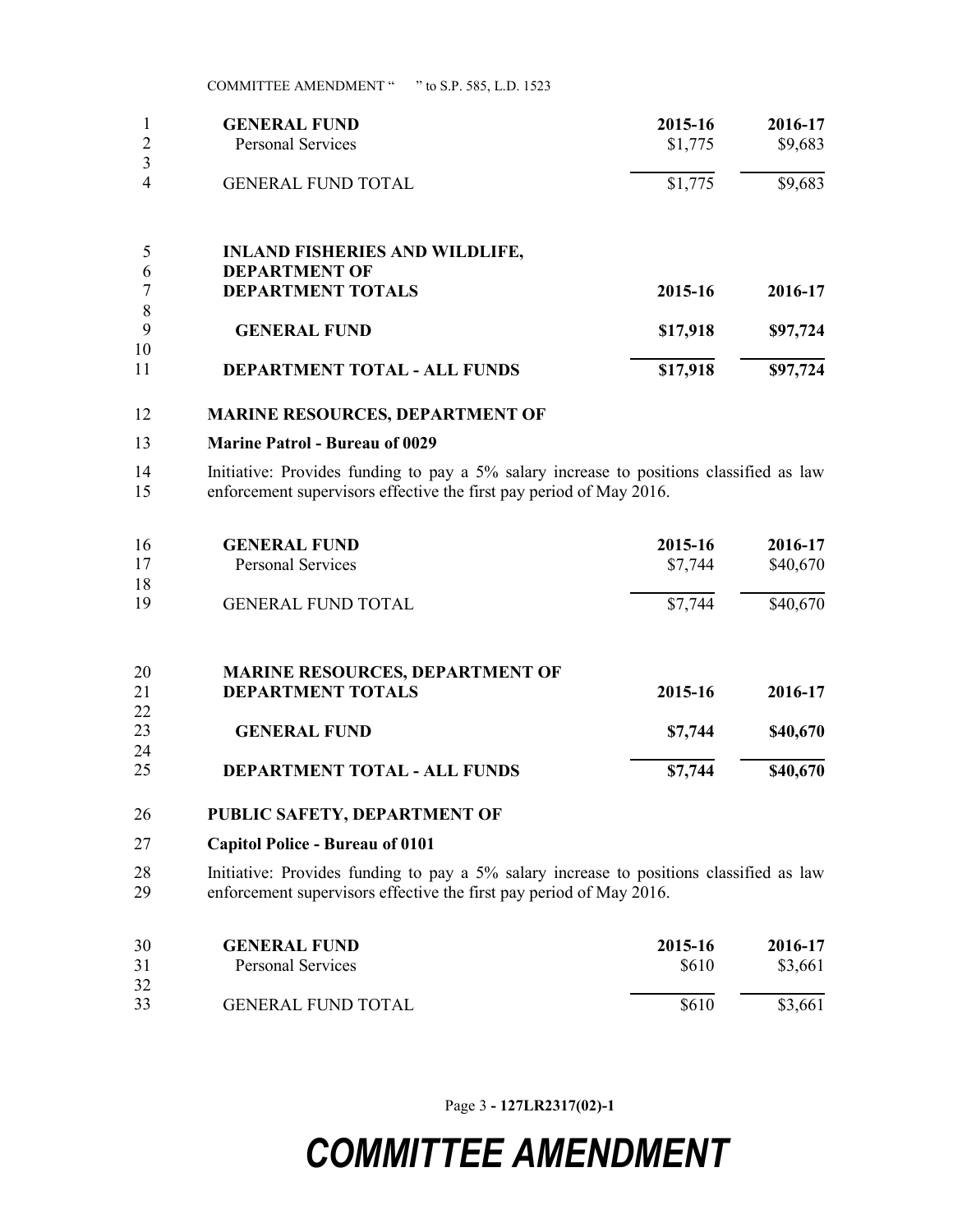| GENERAL FUND | 2015-16 | 2016-17 |
| --- | --- | --- |
| Personal Services | $1,775 | $9,683 |
| GENERAL FUND TOTAL | $1,775 | $9,683 |

| INLAND FISHERIES AND WILDLIFE, DEPARTMENT OF DEPARTMENT TOTALS | 2015-16 | 2016-17 |
| --- | --- | --- |
| **GENERAL FUND** | **$17,918** | **$97,724** |
| **DEPARTMENT TOTAL - ALL FUNDS** | **$17,918** | **$97,724** |

**MARINE RESOURCES, DEPARTMENT OF**

**Marine Patrol - Bureau of 0029**

Initiative: Provides funding to pay a 5% salary increase to positions classified as law enforcement supervisors effective the first pay period of May 2016.

| GENERAL FUND | 2015-16 | 2016-17 |
| --- | --- | --- |
| Personal Services | $7,744 | $40,670 |
| GENERAL FUND TOTAL | $7,744 | $40,670 |

| MARINE RESOURCES, DEPARTMENT OF DEPARTMENT TOTALS | 2015-16 | 2016-17 |
| --- | --- | --- |
| **GENERAL FUND** | **$7,744** | **$40,670** |
| **DEPARTMENT TOTAL - ALL FUNDS** | **$7,744** | **$40,670** |

**PUBLIC SAFETY, DEPARTMENT OF**

**Capitol Police - Bureau of 0101**

Initiative: Provides funding to pay a 5% salary increase to positions classified as law enforcement supervisors effective the first pay period of May 2016.

| GENERAL FUND | 2015-16 | 2016-17 |
| --- | --- | --- |
| Personal Services | $610 | $3,661 |
| GENERAL FUND TOTAL | $610 | $3,661 |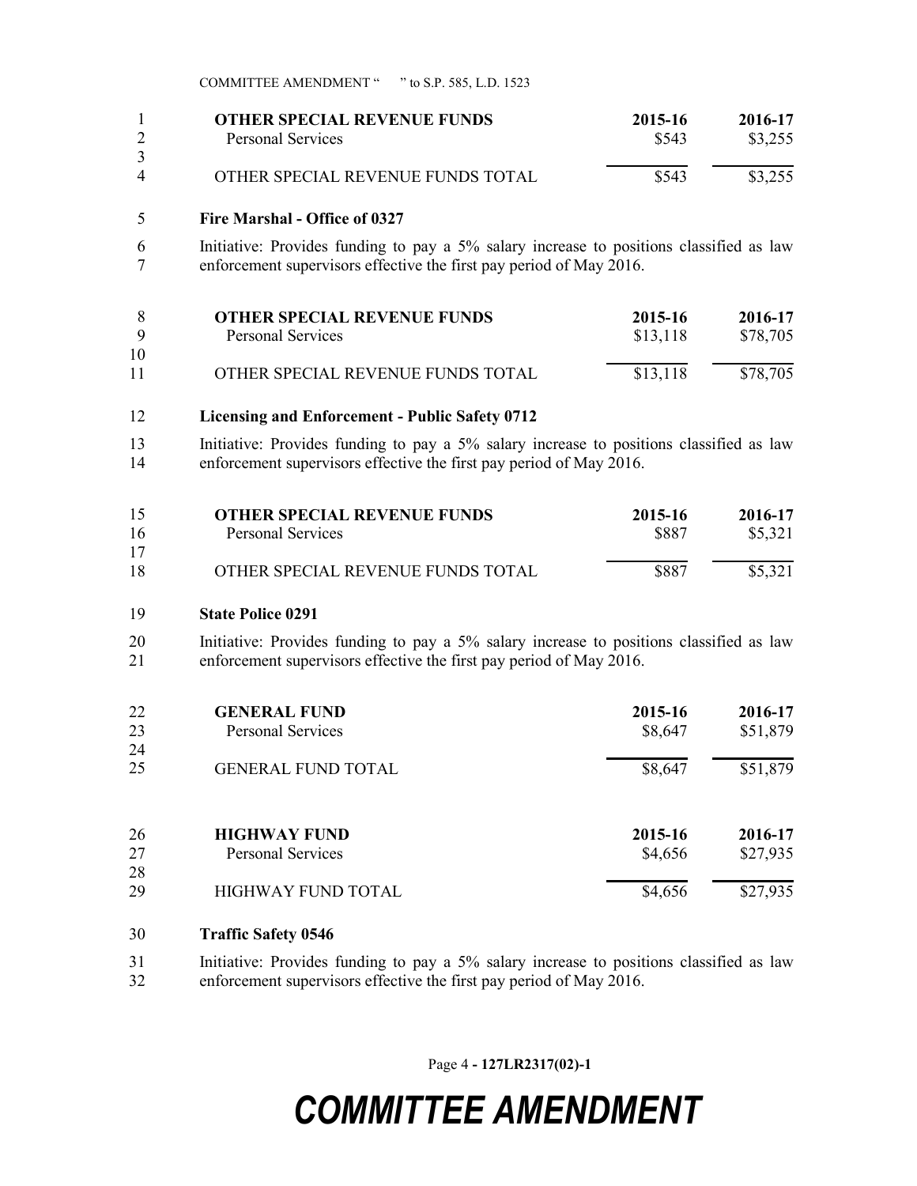| OTHER SPECIAL REVENUE FUNDS | 2015-16 | 2016-17 |
|---|---|---|
| Personal Services | $543 | $3,255 |
| OTHER SPECIAL REVENUE FUNDS TOTAL | $543 | $3,255 |

**Fire Marshal - Office of 0327**

Initiative: Provides funding to pay a 5% salary increase to positions classified as law enforcement supervisors effective the first pay period of May 2016.

| OTHER SPECIAL REVENUE FUNDS | 2015-16 | 2016-17 |
|---|---|---|
| Personal Services | $13,118 | $78,705 |
| OTHER SPECIAL REVENUE FUNDS TOTAL | $13,118 | $78,705 |

**Licensing and Enforcement - Public Safety 0712**

Initiative: Provides funding to pay a 5% salary increase to positions classified as law enforcement supervisors effective the first pay period of May 2016.

| OTHER SPECIAL REVENUE FUNDS | 2015-16 | 2016-17 |
|---|---|---|
| Personal Services | $887 | $5,321 |
| OTHER SPECIAL REVENUE FUNDS TOTAL | $887 | $5,321 |

**State Police 0291**

Initiative: Provides funding to pay a 5% salary increase to positions classified as law enforcement supervisors effective the first pay period of May 2016.

| GENERAL FUND | 2015-16 | 2016-17 |
|---|---|---|
| Personal Services | $8,647 | $51,879 |
| GENERAL FUND TOTAL | $8,647 | $51,879 |

| HIGHWAY FUND | 2015-16 | 2016-17 |
|---|---|---|
| Personal Services | $4,656 | $27,935 |
| HIGHWAY FUND TOTAL | $4,656 | $27,935 |

**Traffic Safety 0546**

Initiative: Provides funding to pay a 5% salary increase to positions classified as law enforcement supervisors effective the first pay period of May 2016.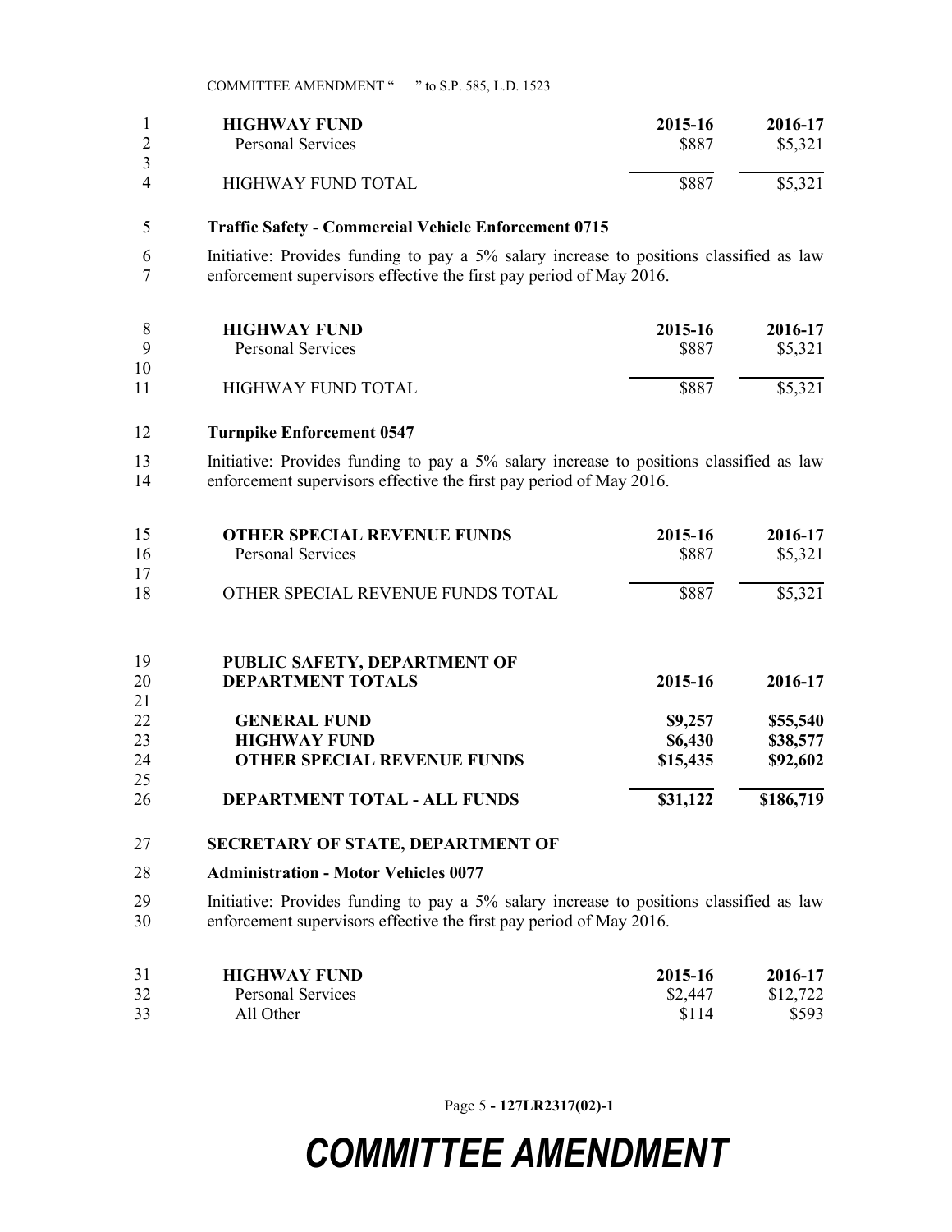| HIGHWAY FUND | 2015-16 | 2016-17 |
|---|---|---|
| Personal Services | $887 | $5,321 |
| HIGHWAY FUND TOTAL | $887 | $5,321 |

**Traffic Safety - Commercial Vehicle Enforcement 0715**

Initiative: Provides funding to pay a 5% salary increase to positions classified as law enforcement supervisors effective the first pay period of May 2016.

| HIGHWAY FUND | 2015-16 | 2016-17 |
|---|---|---|
| Personal Services | $887 | $5,321 |
| HIGHWAY FUND TOTAL | $887 | $5,321 |

**Turnpike Enforcement 0547**

Initiative: Provides funding to pay a 5% salary increase to positions classified as law enforcement supervisors effective the first pay period of May 2016.

| OTHER SPECIAL REVENUE FUNDS | 2015-16 | 2016-17 |
|---|---|---|
| Personal Services | $887 | $5,321 |
| OTHER SPECIAL REVENUE FUNDS TOTAL | $887 | $5,321 |

| PUBLIC SAFETY, DEPARTMENT OF DEPARTMENT TOTALS | 2015-16 | 2016-17 |
|---|---|---|
| **GENERAL FUND** | **$9,257** | **$55,540** |
| **HIGHWAY FUND** | **$6,430** | **$38,577** |
| **OTHER SPECIAL REVENUE FUNDS** | **$15,435** | **$92,602** |
| **DEPARTMENT TOTAL - ALL FUNDS** | **$31,122** | **$186,719** |

**SECRETARY OF STATE, DEPARTMENT OF**

**Administration - Motor Vehicles 0077**

Initiative: Provides funding to pay a 5% salary increase to positions classified as law enforcement supervisors effective the first pay period of May 2016.

| HIGHWAY FUND | 2015-16 | 2016-17 |
|---|---|---|
| Personal Services | $2,447 | $12,722 |
| All Other | $114 | $593 |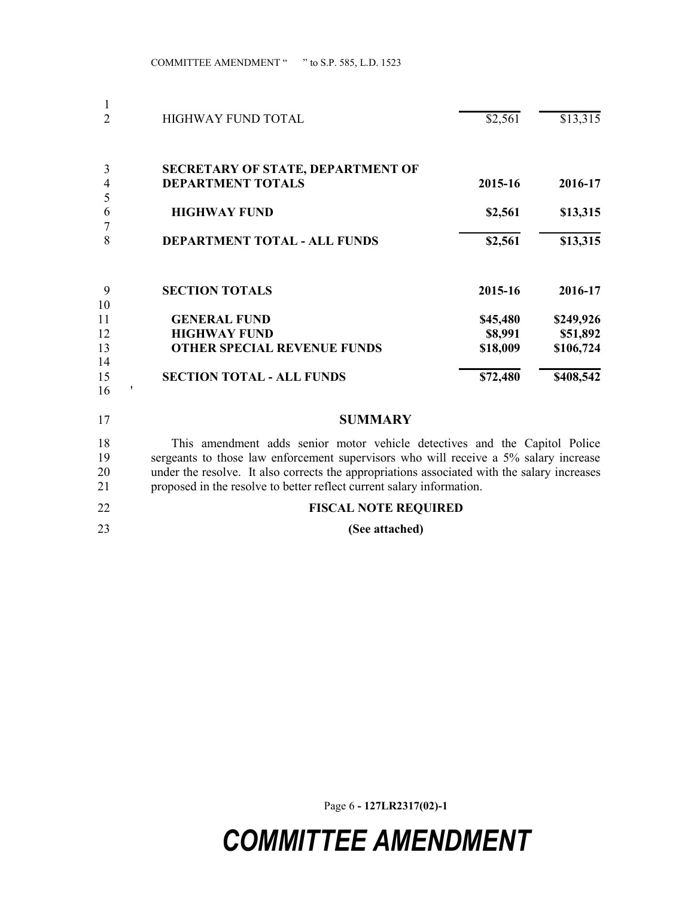| | | |
|---|---|---|
| HIGHWAY FUND TOTAL | $2,561 | $13,315 |

| **SECRETARY OF STATE, DEPARTMENT OF DEPARTMENT TOTALS** | **2015-16** | **2016-17** |
|---|---|---|
| **HIGHWAY FUND** | **$2,561** | **$13,315** |
| **DEPARTMENT TOTAL - ALL FUNDS** | **$2,561** | **$13,315** |

| **SECTION TOTALS** | **2015-16** | **2016-17** |
|---|---|---|
| **GENERAL FUND** | **$45,480** | **$249,926** |
| **HIGHWAY FUND** | **$8,991** | **$51,892** |
| **OTHER SPECIAL REVENUE FUNDS** | **$18,009** | **$106,724** |
| **SECTION TOTAL - ALL FUNDS** | **$72,480** | **$408,542** |

'

## SUMMARY

This amendment adds senior motor vehicle detectives and the Capitol Police sergeants to those law enforcement supervisors who will receive a 5% salary increase under the resolve. It also corrects the appropriations associated with the salary increases proposed in the resolve to better reflect current salary information.

**FISCAL NOTE REQUIRED**

**(See attached)**